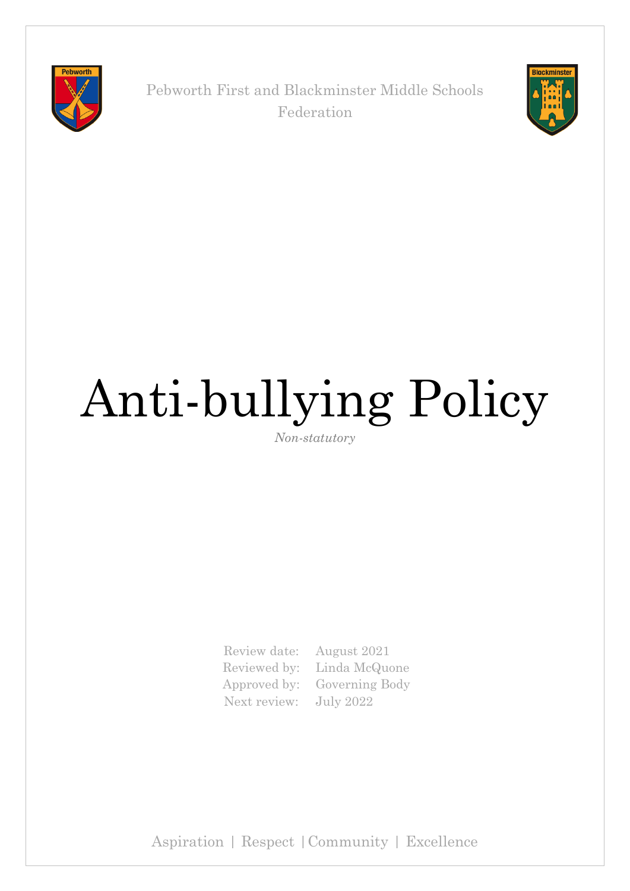Pebworth First and Blackminster Middle Schools Federation

# Anti-bullying Policy

*Non-statutory*

| | |
|---|---|
| Review date: | August 2021 |
| Reviewed by: | Linda McQuone |
| Approved by: | Governing Body |
| Next review: | July 2022 |

Aspiration | Respect | Community | Excellence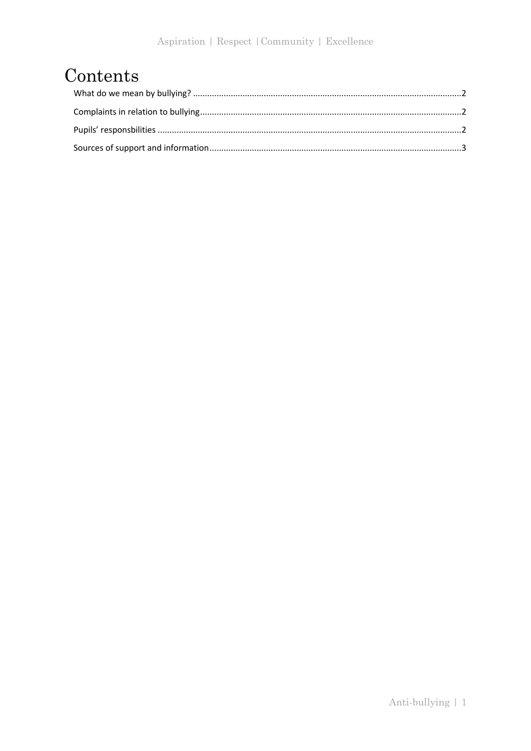# Contents

What do we mean by bullying? ....................................................................................................2

Complaints in relation to bullying..............................................................................................2

Pupils' responsbilities .................................................................................................................2

Sources of support and information...........................................................................................3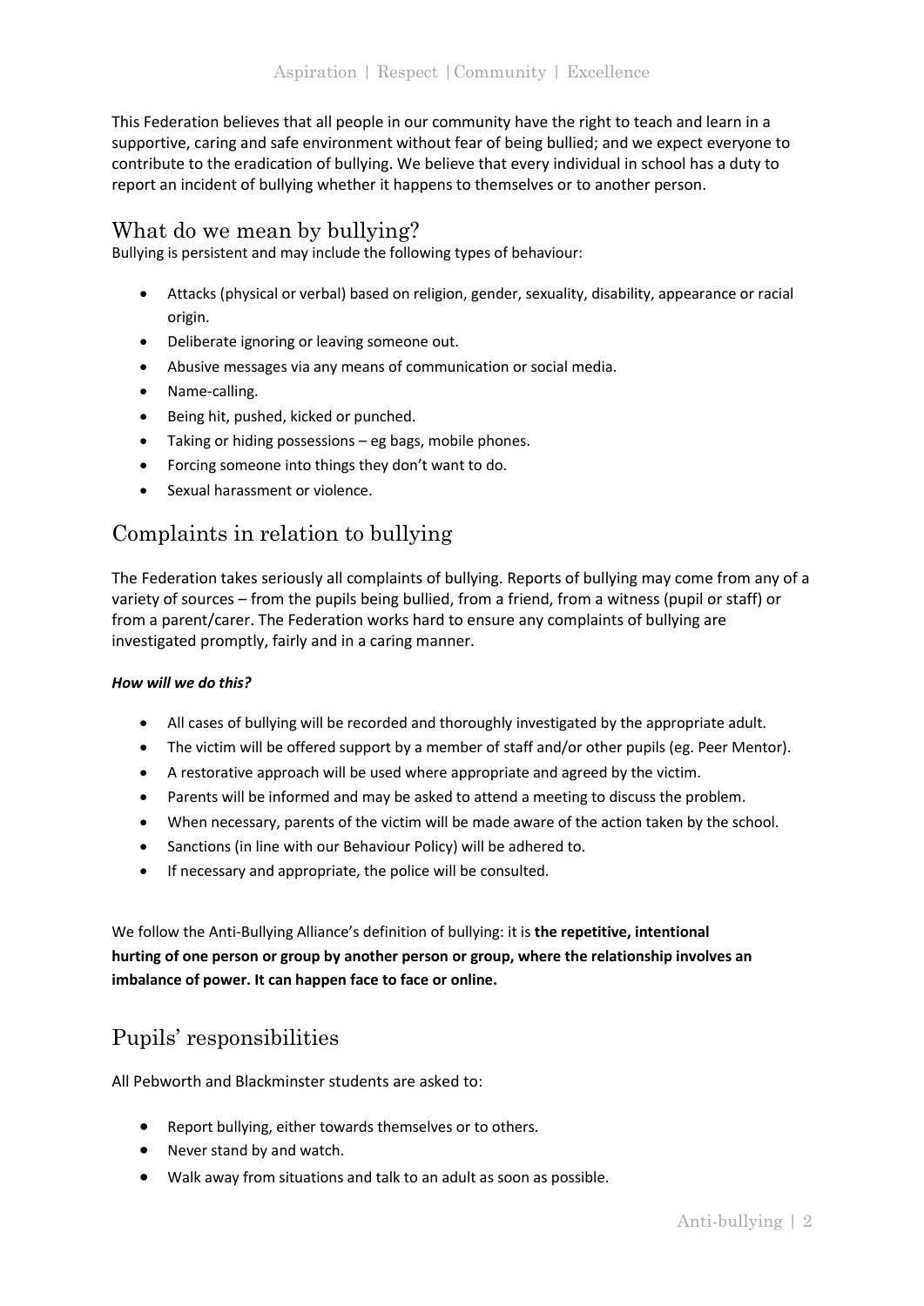This Federation believes that all people in our community have the right to teach and learn in a supportive, caring and safe environment without fear of being bullied; and we expect everyone to contribute to the eradication of bullying. We believe that every individual in school has a duty to report an incident of bullying whether it happens to themselves or to another person.

## What do we mean by bullying?

Bullying is persistent and may include the following types of behaviour:

- Attacks (physical or verbal) based on religion, gender, sexuality, disability, appearance or racial origin.
- Deliberate ignoring or leaving someone out.
- Abusive messages via any means of communication or social media.
- Name-calling.
- Being hit, pushed, kicked or punched.
- Taking or hiding possessions – eg bags, mobile phones.
- Forcing someone into things they don't want to do.
- Sexual harassment or violence.

## Complaints in relation to bullying

The Federation takes seriously all complaints of bullying. Reports of bullying may come from any of a variety of sources – from the pupils being bullied, from a friend, from a witness (pupil or staff) or from a parent/carer. The Federation works hard to ensure any complaints of bullying are investigated promptly, fairly and in a caring manner.

***How will we do this?***

- All cases of bullying will be recorded and thoroughly investigated by the appropriate adult.
- The victim will be offered support by a member of staff and/or other pupils (eg. Peer Mentor).
- A restorative approach will be used where appropriate and agreed by the victim.
- Parents will be informed and may be asked to attend a meeting to discuss the problem.
- When necessary, parents of the victim will be made aware of the action taken by the school.
- Sanctions (in line with our Behaviour Policy) will be adhered to.
- If necessary and appropriate, the police will be consulted.

We follow the Anti-Bullying Alliance's definition of bullying: it is **the repetitive, intentional hurting of one person or group by another person or group, where the relationship involves an imbalance of power. It can happen face to face or online.**

## Pupils' responsibilities

All Pebworth and Blackminster students are asked to:

- Report bullying, either towards themselves or to others.
- Never stand by and watch.
- Walk away from situations and talk to an adult as soon as possible.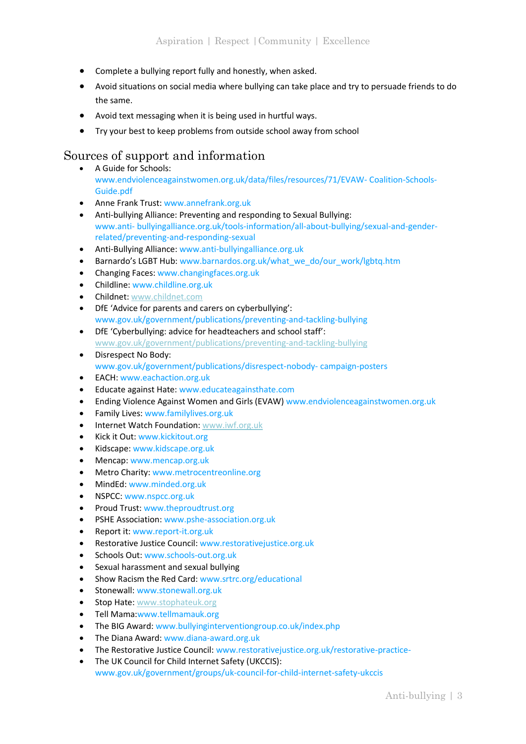- Complete a bullying report fully and honestly, when asked.
- Avoid situations on social media where bullying can take place and try to persuade friends to do the same.
- Avoid text messaging when it is being used in hurtful ways.
- Try your best to keep problems from outside school away from school

## Sources of support and information

- A Guide for Schools: www.endviolenceagainstwomen.org.uk/data/files/resources/71/EVAW- Coalition-Schools-Guide.pdf
- Anne Frank Trust: www.annefrank.org.uk
- Anti-bullying Alliance: Preventing and responding to Sexual Bullying: www.anti- bullyingalliance.org.uk/tools-information/all-about-bullying/sexual-and-gender-related/preventing-and-responding-sexual
- Anti-Bullying Alliance: www.anti-bullyingalliance.org.uk
- Barnardo's LGBT Hub: www.barnardos.org.uk/what_we_do/our_work/lgbtq.htm
- Changing Faces: www.changingfaces.org.uk
- Childline: www.childline.org.uk
- Childnet: www.childnet.com
- DfE 'Advice for parents and carers on cyberbullying': www.gov.uk/government/publications/preventing-and-tackling-bullying
- DfE 'Cyberbullying: advice for headteachers and school staff': www.gov.uk/government/publications/preventing-and-tackling-bullying
- Disrespect No Body: www.gov.uk/government/publications/disrespect-nobody- campaign-posters
- EACH: www.eachaction.org.uk
- Educate against Hate: www.educateagainsthate.com
- Ending Violence Against Women and Girls (EVAW) www.endviolenceagainstwomen.org.uk
- Family Lives: www.familylives.org.uk
- Internet Watch Foundation: www.iwf.org.uk
- Kick it Out: www.kickitout.org
- Kidscape: www.kidscape.org.uk
- Mencap: www.mencap.org.uk
- Metro Charity: www.metrocentreonline.org
- MindEd: www.minded.org.uk
- NSPCC: www.nspcc.org.uk
- Proud Trust: www.theproudtrust.org
- PSHE Association: www.pshe-association.org.uk
- Report it: www.report-it.org.uk
- Restorative Justice Council: www.restorativejustice.org.uk
- Schools Out: www.schools-out.org.uk
- Sexual harassment and sexual bullying
- Show Racism the Red Card: www.srtrc.org/educational
- Stonewall: www.stonewall.org.uk
- Stop Hate: www.stophateuk.org
- Tell Mama:www.tellmamauk.org
- The BIG Award: www.bullyinginterventiongroup.co.uk/index.php
- The Diana Award: www.diana-award.org.uk
- The Restorative Justice Council: www.restorativejustice.org.uk/restorative-practice-
- The UK Council for Child Internet Safety (UKCCIS): www.gov.uk/government/groups/uk-council-for-child-internet-safety-ukccis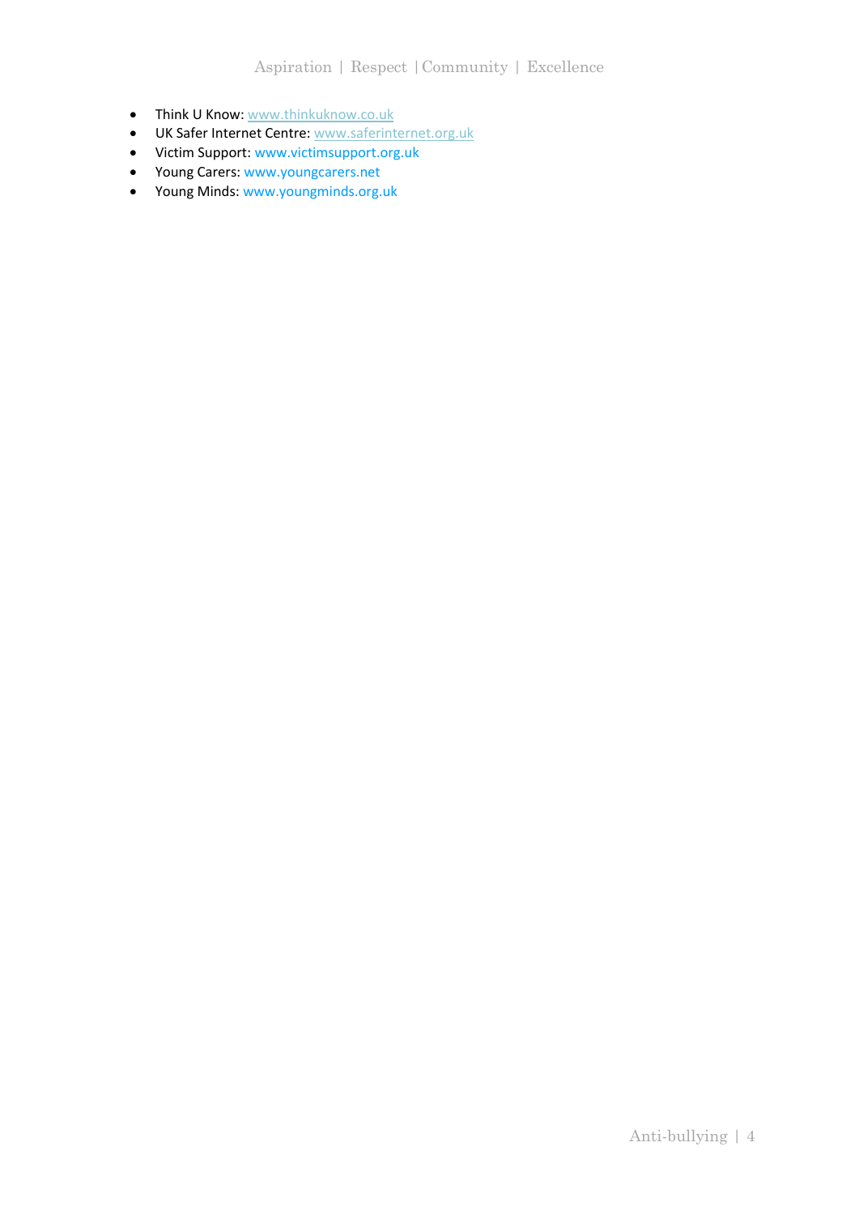- Think U Know: www.thinkuknow.co.uk
- UK Safer Internet Centre: www.saferinternet.org.uk
- Victim Support: www.victimsupport.org.uk
- Young Carers: www.youngcarers.net
- Young Minds: www.youngminds.org.uk